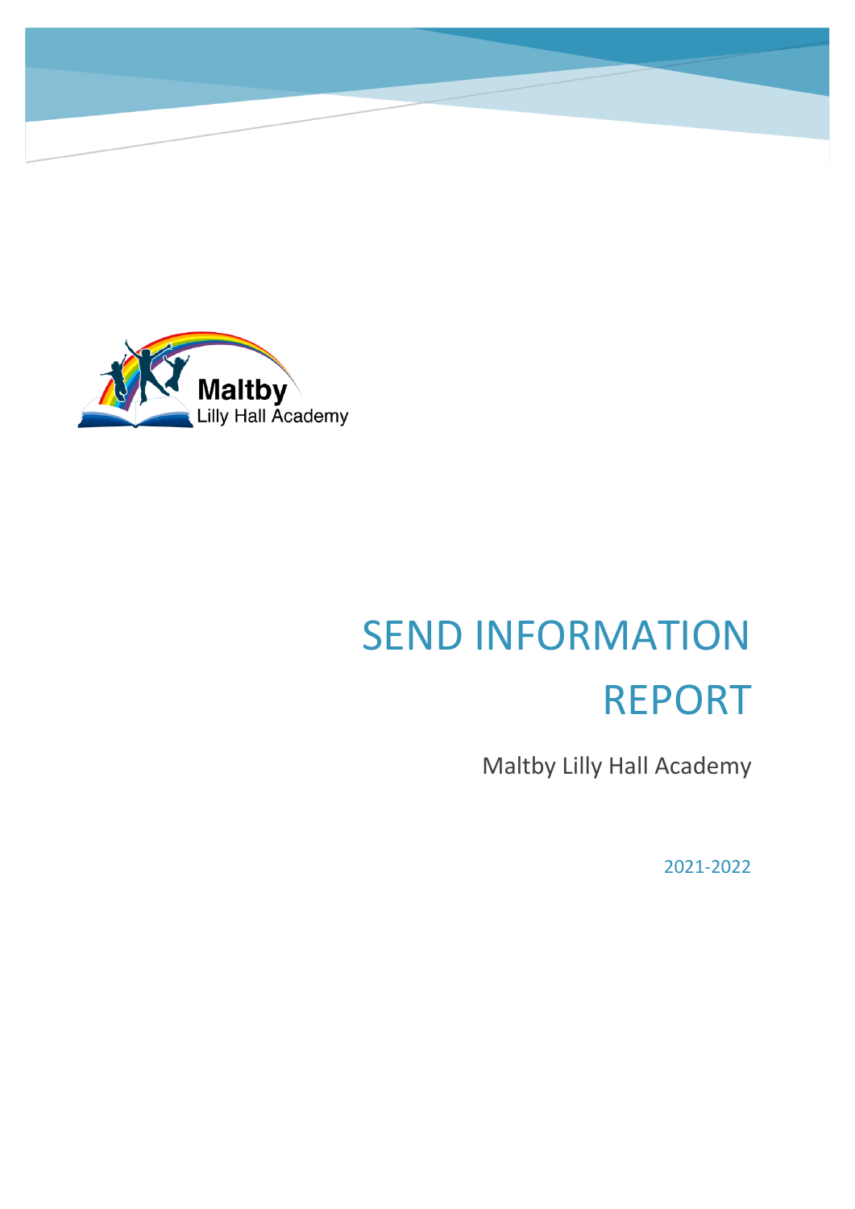# SEND INFORMATION REPORT

Maltby Lilly Hall Academy

2021-2022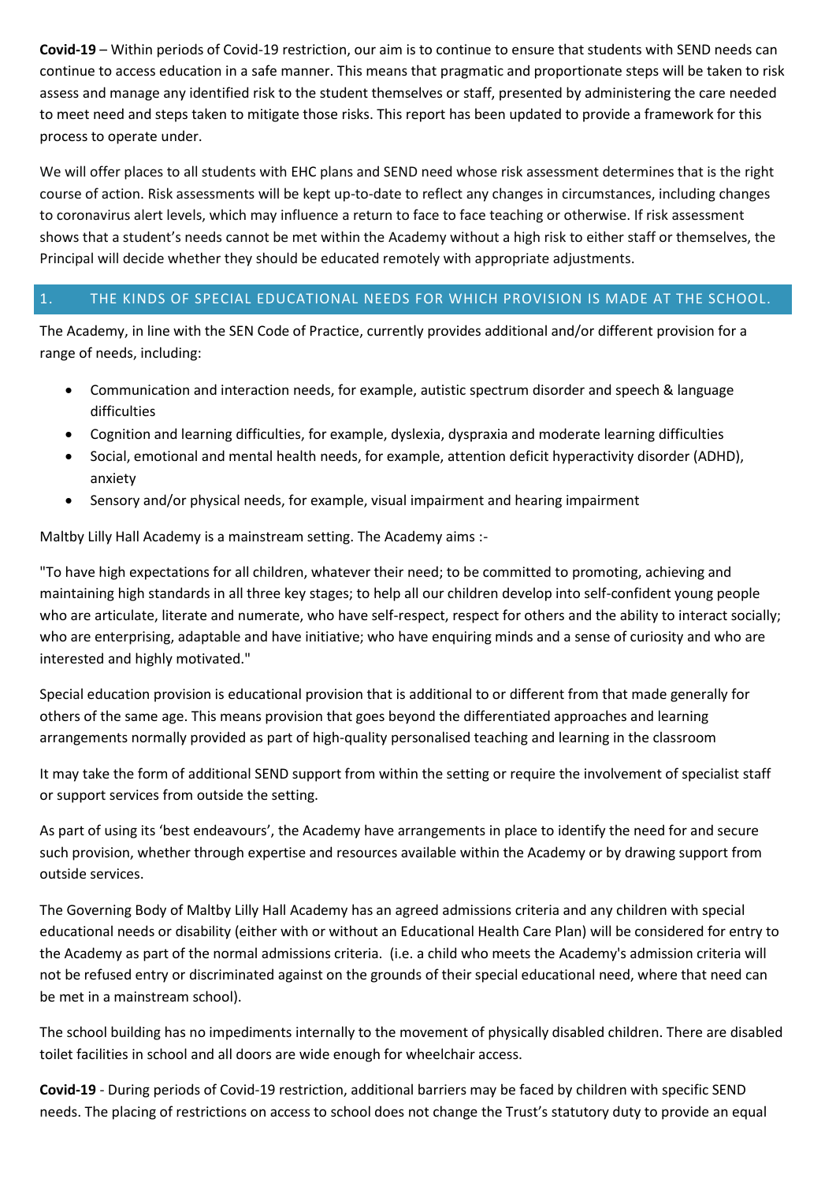**Covid-19** – Within periods of Covid-19 restriction, our aim is to continue to ensure that students with SEND needs can continue to access education in a safe manner. This means that pragmatic and proportionate steps will be taken to risk assess and manage any identified risk to the student themselves or staff, presented by administering the care needed to meet need and steps taken to mitigate those risks. This report has been updated to provide a framework for this process to operate under.

We will offer places to all students with EHC plans and SEND need whose risk assessment determines that is the right course of action. Risk assessments will be kept up-to-date to reflect any changes in circumstances, including changes to coronavirus alert levels, which may influence a return to face to face teaching or otherwise. If risk assessment shows that a student's needs cannot be met within the Academy without a high risk to either staff or themselves, the Principal will decide whether they should be educated remotely with appropriate adjustments.

## 1. THE KINDS OF SPECIAL EDUCATIONAL NEEDS FOR WHICH PROVISION IS MADE AT THE SCHOOL.

The Academy, in line with the SEN Code of Practice, currently provides additional and/or different provision for a range of needs, including:

- Communication and interaction needs, for example, autistic spectrum disorder and speech & language difficulties
- Cognition and learning difficulties, for example, dyslexia, dyspraxia and moderate learning difficulties
- Social, emotional and mental health needs, for example, attention deficit hyperactivity disorder (ADHD), anxiety
- Sensory and/or physical needs, for example, visual impairment and hearing impairment

Maltby Lilly Hall Academy is a mainstream setting. The Academy aims :-

"To have high expectations for all children, whatever their need; to be committed to promoting, achieving and maintaining high standards in all three key stages; to help all our children develop into self-confident young people who are articulate, literate and numerate, who have self-respect, respect for others and the ability to interact socially; who are enterprising, adaptable and have initiative; who have enquiring minds and a sense of curiosity and who are interested and highly motivated."

Special education provision is educational provision that is additional to or different from that made generally for others of the same age. This means provision that goes beyond the differentiated approaches and learning arrangements normally provided as part of high-quality personalised teaching and learning in the classroom

It may take the form of additional SEND support from within the setting or require the involvement of specialist staff or support services from outside the setting.

As part of using its 'best endeavours', the Academy have arrangements in place to identify the need for and secure such provision, whether through expertise and resources available within the Academy or by drawing support from outside services.

The Governing Body of Maltby Lilly Hall Academy has an agreed admissions criteria and any children with special educational needs or disability (either with or without an Educational Health Care Plan) will be considered for entry to the Academy as part of the normal admissions criteria. (i.e. a child who meets the Academy's admission criteria will not be refused entry or discriminated against on the grounds of their special educational need, where that need can be met in a mainstream school).

The school building has no impediments internally to the movement of physically disabled children. There are disabled toilet facilities in school and all doors are wide enough for wheelchair access.

**Covid-19** - During periods of Covid-19 restriction, additional barriers may be faced by children with specific SEND needs. The placing of restrictions on access to school does not change the Trust's statutory duty to provide an equal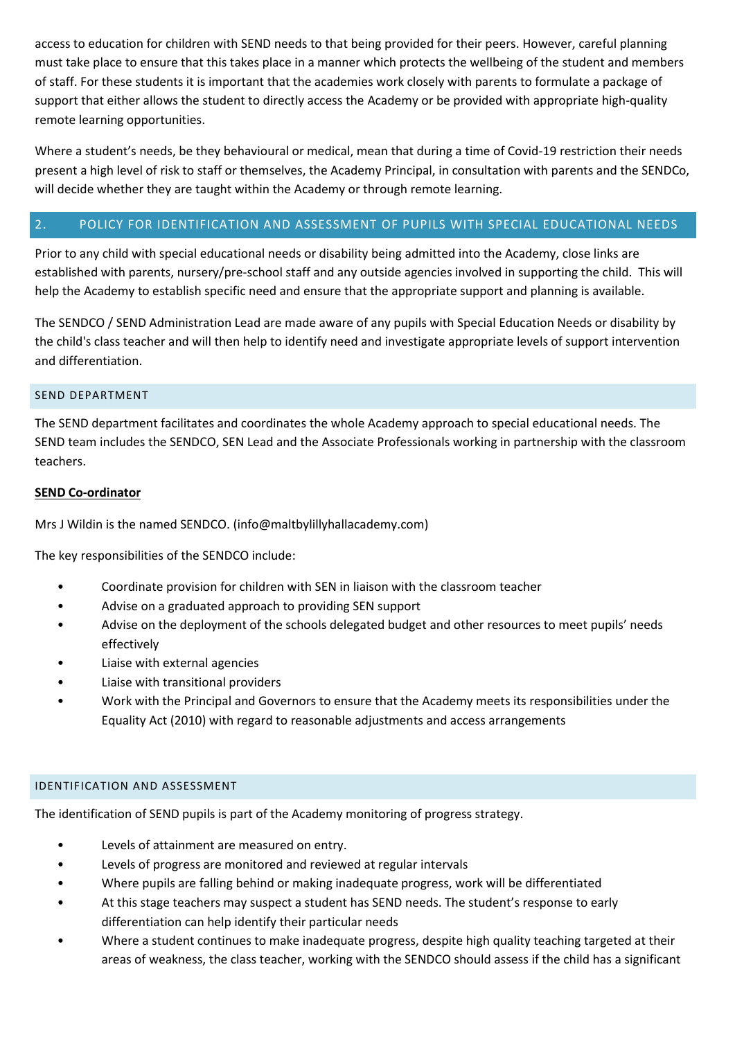access to education for children with SEND needs to that being provided for their peers. However, careful planning must take place to ensure that this takes place in a manner which protects the wellbeing of the student and members of staff. For these students it is important that the academies work closely with parents to formulate a package of support that either allows the student to directly access the Academy or be provided with appropriate high-quality remote learning opportunities.

Where a student's needs, be they behavioural or medical, mean that during a time of Covid-19 restriction their needs present a high level of risk to staff or themselves, the Academy Principal, in consultation with parents and the SENDCo, will decide whether they are taught within the Academy or through remote learning.

## 2. POLICY FOR IDENTIFICATION AND ASSESSMENT OF PUPILS WITH SPECIAL EDUCATIONAL NEEDS

Prior to any child with special educational needs or disability being admitted into the Academy, close links are established with parents, nursery/pre-school staff and any outside agencies involved in supporting the child. This will help the Academy to establish specific need and ensure that the appropriate support and planning is available.

The SENDCO / SEND Administration Lead are made aware of any pupils with Special Education Needs or disability by the child's class teacher and will then help to identify need and investigate appropriate levels of support intervention and differentiation.

### SEND DEPARTMENT

The SEND department facilitates and coordinates the whole Academy approach to special educational needs. The SEND team includes the SENDCO, SEN Lead and the Associate Professionals working in partnership with the classroom teachers.

**SEND Co-ordinator**

Mrs J Wildin is the named SENDCO. (info@maltbylillyhallacademy.com)

The key responsibilities of the SENDCO include:

- Coordinate provision for children with SEN in liaison with the classroom teacher
- Advise on a graduated approach to providing SEN support
- Advise on the deployment of the schools delegated budget and other resources to meet pupils' needs effectively
- Liaise with external agencies
- Liaise with transitional providers
- Work with the Principal and Governors to ensure that the Academy meets its responsibilities under the Equality Act (2010) with regard to reasonable adjustments and access arrangements

### IDENTIFICATION AND ASSESSMENT

The identification of SEND pupils is part of the Academy monitoring of progress strategy.

- Levels of attainment are measured on entry.
- Levels of progress are monitored and reviewed at regular intervals
- Where pupils are falling behind or making inadequate progress, work will be differentiated
- At this stage teachers may suspect a student has SEND needs. The student's response to early differentiation can help identify their particular needs
- Where a student continues to make inadequate progress, despite high quality teaching targeted at their areas of weakness, the class teacher, working with the SENDCO should assess if the child has a significant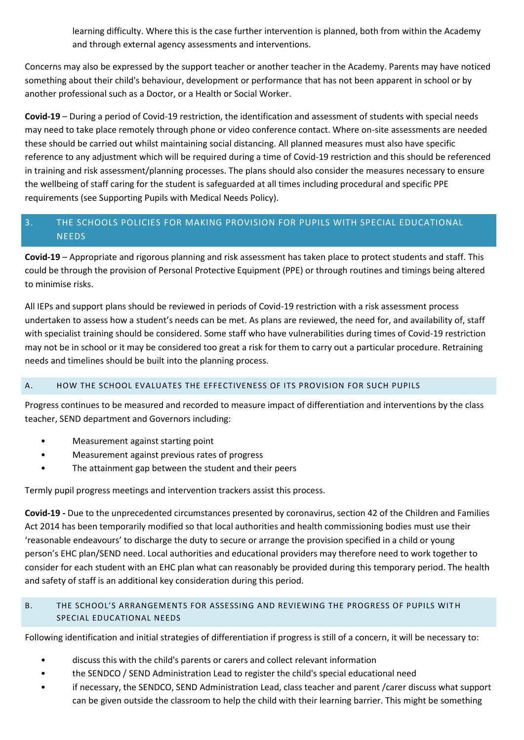learning difficulty. Where this is the case further intervention is planned, both from within the Academy and through external agency assessments and interventions.

Concerns may also be expressed by the support teacher or another teacher in the Academy. Parents may have noticed something about their child's behaviour, development or performance that has not been apparent in school or by another professional such as a Doctor, or a Health or Social Worker.

**Covid-19** – During a period of Covid-19 restriction, the identification and assessment of students with special needs may need to take place remotely through phone or video conference contact. Where on-site assessments are needed these should be carried out whilst maintaining social distancing. All planned measures must also have specific reference to any adjustment which will be required during a time of Covid-19 restriction and this should be referenced in training and risk assessment/planning processes. The plans should also consider the measures necessary to ensure the wellbeing of staff caring for the student is safeguarded at all times including procedural and specific PPE requirements (see Supporting Pupils with Medical Needs Policy).

## 3. THE SCHOOLS POLICIES FOR MAKING PROVISION FOR PUPILS WITH SPECIAL EDUCATIONAL NEEDS

**Covid-19** – Appropriate and rigorous planning and risk assessment has taken place to protect students and staff. This could be through the provision of Personal Protective Equipment (PPE) or through routines and timings being altered to minimise risks.

All IEPs and support plans should be reviewed in periods of Covid-19 restriction with a risk assessment process undertaken to assess how a student's needs can be met. As plans are reviewed, the need for, and availability of, staff with specialist training should be considered. Some staff who have vulnerabilities during times of Covid-19 restriction may not be in school or it may be considered too great a risk for them to carry out a particular procedure. Retraining needs and timelines should be built into the planning process.

### A. HOW THE SCHOOL EVALUATES THE EFFECTIVENESS OF ITS PROVISION FOR SUCH PUPILS

Progress continues to be measured and recorded to measure impact of differentiation and interventions by the class teacher, SEND department and Governors including:

- Measurement against starting point
- Measurement against previous rates of progress
- The attainment gap between the student and their peers

Termly pupil progress meetings and intervention trackers assist this process.

**Covid-19 -** Due to the unprecedented circumstances presented by coronavirus, section 42 of the Children and Families Act 2014 has been temporarily modified so that local authorities and health commissioning bodies must use their 'reasonable endeavours' to discharge the duty to secure or arrange the provision specified in a child or young person's EHC plan/SEND need. Local authorities and educational providers may therefore need to work together to consider for each student with an EHC plan what can reasonably be provided during this temporary period. The health and safety of staff is an additional key consideration during this period.

### B. THE SCHOOL'S ARRANGEMENTS FOR ASSESSING AND REVIEWING THE PROGRESS OF PUPILS WITH SPECIAL EDUCATIONAL NEEDS

Following identification and initial strategies of differentiation if progress is still of a concern, it will be necessary to:

- discuss this with the child's parents or carers and collect relevant information
- the SENDCO / SEND Administration Lead to register the child's special educational need
- if necessary, the SENDCO, SEND Administration Lead, class teacher and parent /carer discuss what support can be given outside the classroom to help the child with their learning barrier. This might be something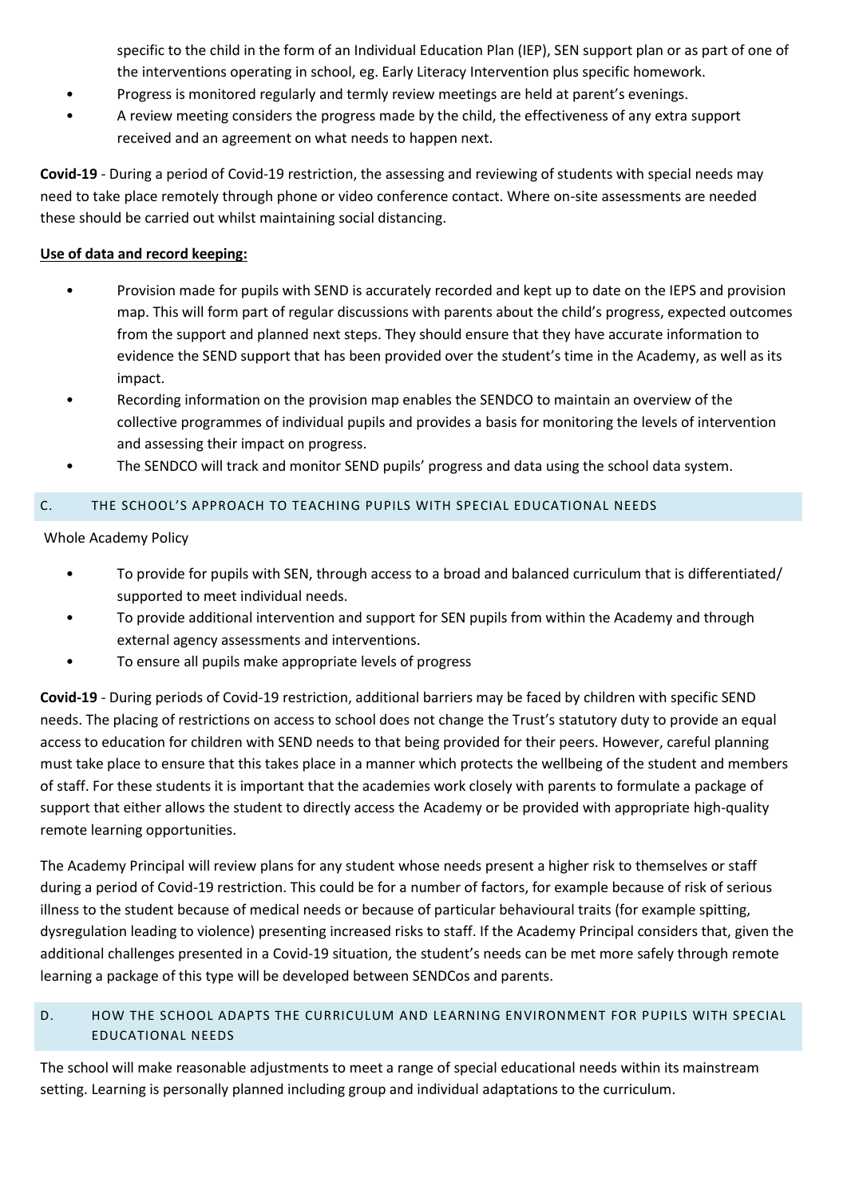specific to the child in the form of an Individual Education Plan (IEP), SEN support plan or as part of one of the interventions operating in school, eg. Early Literacy Intervention plus specific homework.

- Progress is monitored regularly and termly review meetings are held at parent's evenings.
- A review meeting considers the progress made by the child, the effectiveness of any extra support received and an agreement on what needs to happen next.

**Covid-19** - During a period of Covid-19 restriction, the assessing and reviewing of students with special needs may need to take place remotely through phone or video conference contact. Where on-site assessments are needed these should be carried out whilst maintaining social distancing.

**Use of data and record keeping:**

- Provision made for pupils with SEND is accurately recorded and kept up to date on the IEPS and provision map. This will form part of regular discussions with parents about the child's progress, expected outcomes from the support and planned next steps. They should ensure that they have accurate information to evidence the SEND support that has been provided over the student's time in the Academy, as well as its impact.
- Recording information on the provision map enables the SENDCO to maintain an overview of the collective programmes of individual pupils and provides a basis for monitoring the levels of intervention and assessing their impact on progress.
- The SENDCO will track and monitor SEND pupils' progress and data using the school data system.

## C. THE SCHOOL'S APPROACH TO TEACHING PUPILS WITH SPECIAL EDUCATIONAL NEEDS

Whole Academy Policy

- To provide for pupils with SEN, through access to a broad and balanced curriculum that is differentiated/ supported to meet individual needs.
- To provide additional intervention and support for SEN pupils from within the Academy and through external agency assessments and interventions.
- To ensure all pupils make appropriate levels of progress

**Covid-19** - During periods of Covid-19 restriction, additional barriers may be faced by children with specific SEND needs. The placing of restrictions on access to school does not change the Trust's statutory duty to provide an equal access to education for children with SEND needs to that being provided for their peers. However, careful planning must take place to ensure that this takes place in a manner which protects the wellbeing of the student and members of staff. For these students it is important that the academies work closely with parents to formulate a package of support that either allows the student to directly access the Academy or be provided with appropriate high-quality remote learning opportunities.

The Academy Principal will review plans for any student whose needs present a higher risk to themselves or staff during a period of Covid-19 restriction. This could be for a number of factors, for example because of risk of serious illness to the student because of medical needs or because of particular behavioural traits (for example spitting, dysregulation leading to violence) presenting increased risks to staff. If the Academy Principal considers that, given the additional challenges presented in a Covid-19 situation, the student's needs can be met more safely through remote learning a package of this type will be developed between SENDCos and parents.

## D. HOW THE SCHOOL ADAPTS THE CURRICULUM AND LEARNING ENVIRONMENT FOR PUPILS WITH SPECIAL EDUCATIONAL NEEDS

The school will make reasonable adjustments to meet a range of special educational needs within its mainstream setting. Learning is personally planned including group and individual adaptations to the curriculum.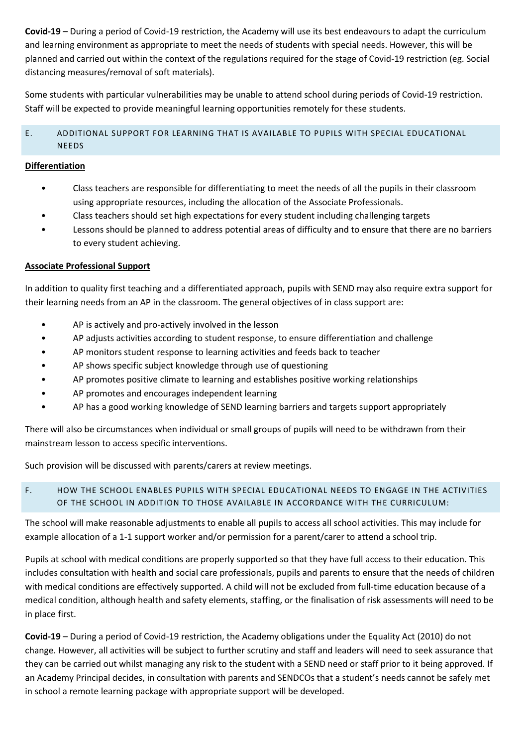**Covid-19** – During a period of Covid-19 restriction, the Academy will use its best endeavours to adapt the curriculum and learning environment as appropriate to meet the needs of students with special needs. However, this will be planned and carried out within the context of the regulations required for the stage of Covid-19 restriction (eg. Social distancing measures/removal of soft materials).

Some students with particular vulnerabilities may be unable to attend school during periods of Covid-19 restriction. Staff will be expected to provide meaningful learning opportunities remotely for these students.

## E. ADDITIONAL SUPPORT FOR LEARNING THAT IS AVAILABLE TO PUPILS WITH SPECIAL EDUCATIONAL NEEDS

**Differentiation**

- Class teachers are responsible for differentiating to meet the needs of all the pupils in their classroom using appropriate resources, including the allocation of the Associate Professionals.
- Class teachers should set high expectations for every student including challenging targets
- Lessons should be planned to address potential areas of difficulty and to ensure that there are no barriers to every student achieving.

**Associate Professional Support**

In addition to quality first teaching and a differentiated approach, pupils with SEND may also require extra support for their learning needs from an AP in the classroom. The general objectives of in class support are:

- AP is actively and pro-actively involved in the lesson
- AP adjusts activities according to student response, to ensure differentiation and challenge
- AP monitors student response to learning activities and feeds back to teacher
- AP shows specific subject knowledge through use of questioning
- AP promotes positive climate to learning and establishes positive working relationships
- AP promotes and encourages independent learning
- AP has a good working knowledge of SEND learning barriers and targets support appropriately

There will also be circumstances when individual or small groups of pupils will need to be withdrawn from their mainstream lesson to access specific interventions.

Such provision will be discussed with parents/carers at review meetings.

## F. HOW THE SCHOOL ENABLES PUPILS WITH SPECIAL EDUCATIONAL NEEDS TO ENGAGE IN THE ACTIVITIES OF THE SCHOOL IN ADDITION TO THOSE AVAILABLE IN ACCORDANCE WITH THE CURRICULUM:

The school will make reasonable adjustments to enable all pupils to access all school activities. This may include for example allocation of a 1-1 support worker and/or permission for a parent/carer to attend a school trip.

Pupils at school with medical conditions are properly supported so that they have full access to their education. This includes consultation with health and social care professionals, pupils and parents to ensure that the needs of children with medical conditions are effectively supported. A child will not be excluded from full-time education because of a medical condition, although health and safety elements, staffing, or the finalisation of risk assessments will need to be in place first.

**Covid-19** – During a period of Covid-19 restriction, the Academy obligations under the Equality Act (2010) do not change. However, all activities will be subject to further scrutiny and staff and leaders will need to seek assurance that they can be carried out whilst managing any risk to the student with a SEND need or staff prior to it being approved. If an Academy Principal decides, in consultation with parents and SENDCOs that a student's needs cannot be safely met in school a remote learning package with appropriate support will be developed.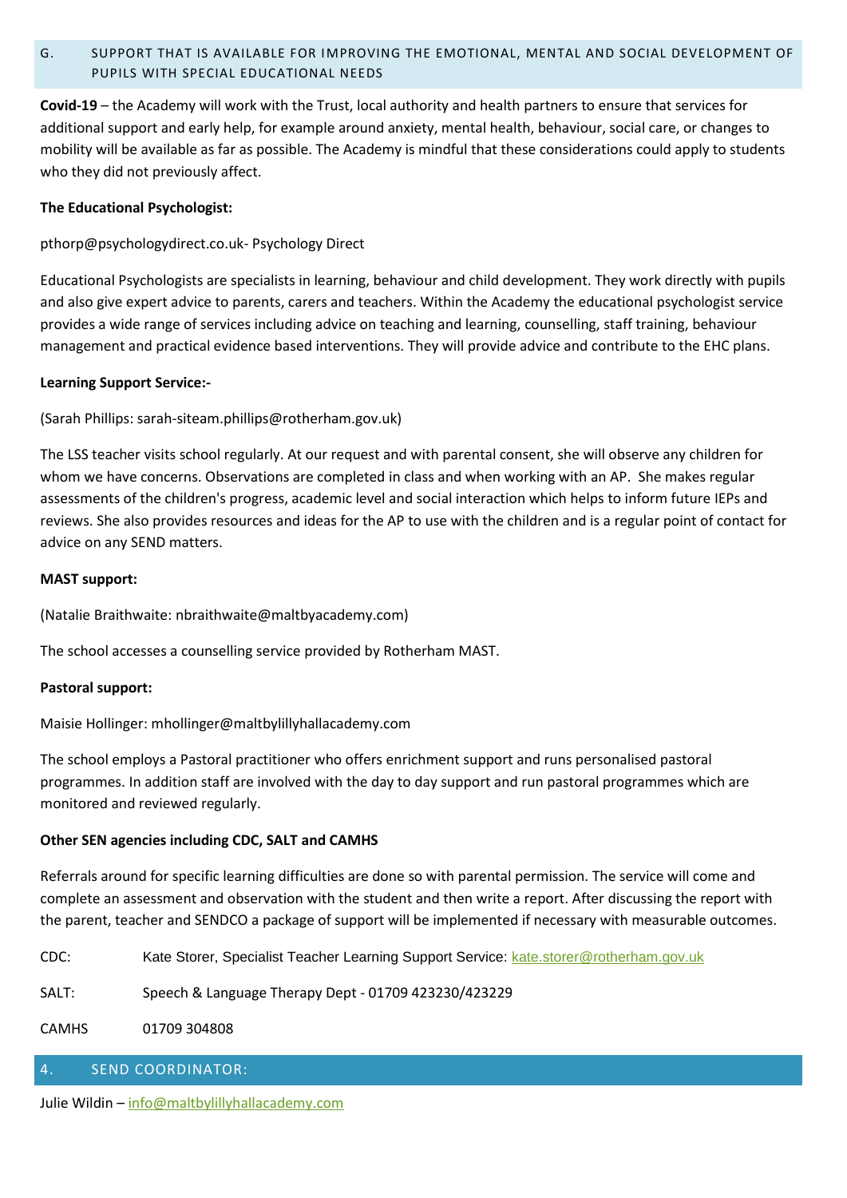## G. SUPPORT THAT IS AVAILABLE FOR IMPROVING THE EMOTIONAL, MENTAL AND SOCIAL DEVELOPMENT OF PUPILS WITH SPECIAL EDUCATIONAL NEEDS

**Covid-19** – the Academy will work with the Trust, local authority and health partners to ensure that services for additional support and early help, for example around anxiety, mental health, behaviour, social care, or changes to mobility will be available as far as possible. The Academy is mindful that these considerations could apply to students who they did not previously affect.

**The Educational Psychologist:**

pthorp@psychologydirect.co.uk- Psychology Direct

Educational Psychologists are specialists in learning, behaviour and child development. They work directly with pupils and also give expert advice to parents, carers and teachers. Within the Academy the educational psychologist service provides a wide range of services including advice on teaching and learning, counselling, staff training, behaviour management and practical evidence based interventions. They will provide advice and contribute to the EHC plans.

**Learning Support Service:-**

(Sarah Phillips: sarah-siteam.phillips@rotherham.gov.uk)

The LSS teacher visits school regularly. At our request and with parental consent, she will observe any children for whom we have concerns. Observations are completed in class and when working with an AP. She makes regular assessments of the children's progress, academic level and social interaction which helps to inform future IEPs and reviews. She also provides resources and ideas for the AP to use with the children and is a regular point of contact for advice on any SEND matters.

**MAST support:**

(Natalie Braithwaite: nbraithwaite@maltbyacademy.com)

The school accesses a counselling service provided by Rotherham MAST.

**Pastoral support:**

Maisie Hollinger: mhollinger@maltbylillyhallacademy.com

The school employs a Pastoral practitioner who offers enrichment support and runs personalised pastoral programmes. In addition staff are involved with the day to day support and run pastoral programmes which are monitored and reviewed regularly.

**Other SEN agencies including CDC, SALT and CAMHS**

Referrals around for specific learning difficulties are done so with parental permission. The service will come and complete an assessment and observation with the student and then write a report. After discussing the report with the parent, teacher and SENDCO a package of support will be implemented if necessary with measurable outcomes.

CDC: Kate Storer, Specialist Teacher Learning Support Service: kate.storer@rotherham.gov.uk

SALT: Speech & Language Therapy Dept - 01709 423230/423229

CAMHS 01709 304808

## 4. SEND COORDINATOR:

Julie Wildin – info@maltbylillyhallacademy.com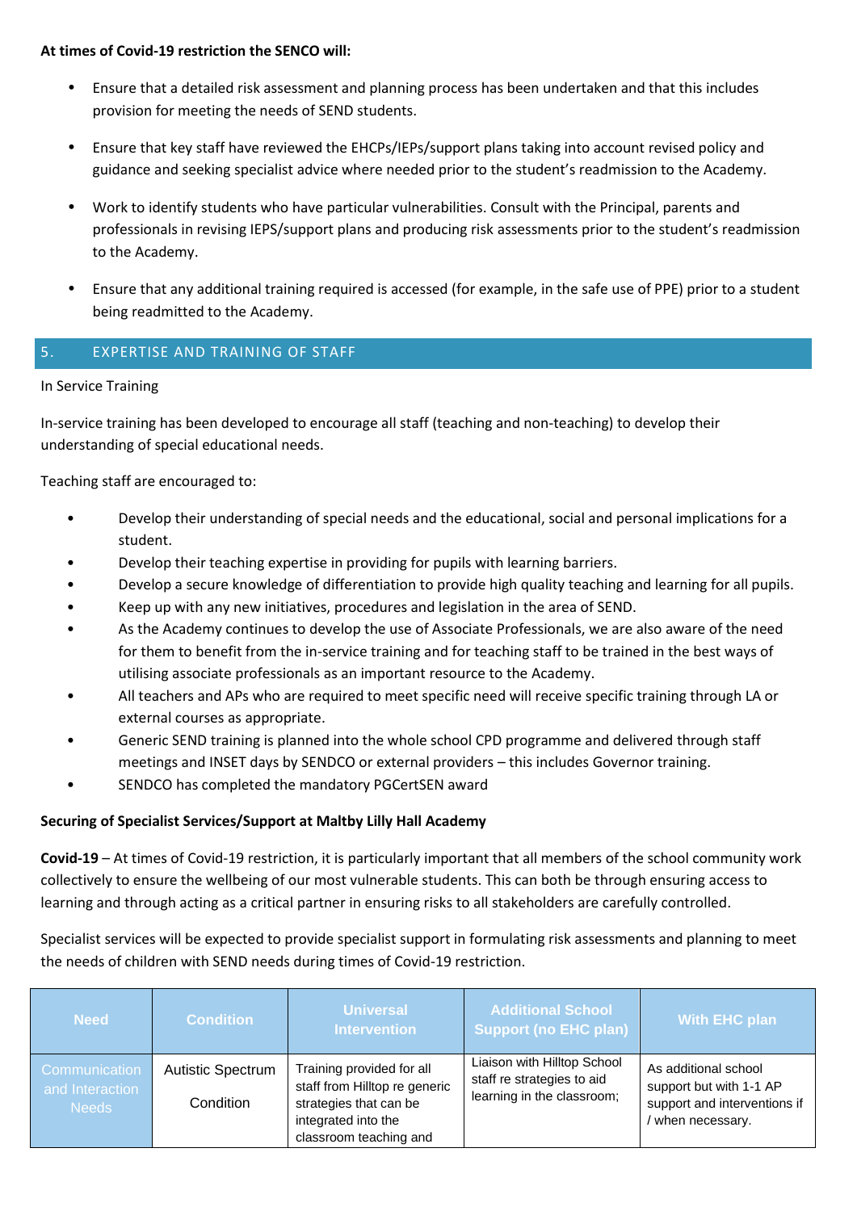**At times of Covid-19 restriction the SENCO will:**

- Ensure that a detailed risk assessment and planning process has been undertaken and that this includes provision for meeting the needs of SEND students.
- Ensure that key staff have reviewed the EHCPs/IEPs/support plans taking into account revised policy and guidance and seeking specialist advice where needed prior to the student's readmission to the Academy.
- Work to identify students who have particular vulnerabilities. Consult with the Principal, parents and professionals in revising IEPS/support plans and producing risk assessments prior to the student's readmission to the Academy.
- Ensure that any additional training required is accessed (for example, in the safe use of PPE) prior to a student being readmitted to the Academy.

## 5. EXPERTISE AND TRAINING OF STAFF

In Service Training

In-service training has been developed to encourage all staff (teaching and non-teaching) to develop their understanding of special educational needs.

Teaching staff are encouraged to:

- Develop their understanding of special needs and the educational, social and personal implications for a student.
- Develop their teaching expertise in providing for pupils with learning barriers.
- Develop a secure knowledge of differentiation to provide high quality teaching and learning for all pupils.
- Keep up with any new initiatives, procedures and legislation in the area of SEND.
- As the Academy continues to develop the use of Associate Professionals, we are also aware of the need for them to benefit from the in-service training and for teaching staff to be trained in the best ways of utilising associate professionals as an important resource to the Academy.
- All teachers and APs who are required to meet specific need will receive specific training through LA or external courses as appropriate.
- Generic SEND training is planned into the whole school CPD programme and delivered through staff meetings and INSET days by SENDCO or external providers – this includes Governor training.
- SENDCO has completed the mandatory PGCertSEN award

**Securing of Specialist Services/Support at Maltby Lilly Hall Academy**

**Covid-19** – At times of Covid-19 restriction, it is particularly important that all members of the school community work collectively to ensure the wellbeing of our most vulnerable students. This can both be through ensuring access to learning and through acting as a critical partner in ensuring risks to all stakeholders are carefully controlled.

Specialist services will be expected to provide specialist support in formulating risk assessments and planning to meet the needs of children with SEND needs during times of Covid-19 restriction.

| Need | Condition | Universal Intervention | Additional School Support (no EHC plan) | With EHC plan |
|---|---|---|---|---|
| Communication and Interaction Needs | Autistic Spectrum Condition | Training provided for all staff from Hilltop re generic strategies that can be integrated into the classroom teaching and | Liaison with Hilltop School staff re strategies to aid learning in the classroom; | As additional school support but with 1-1 AP support and interventions if / when necessary. |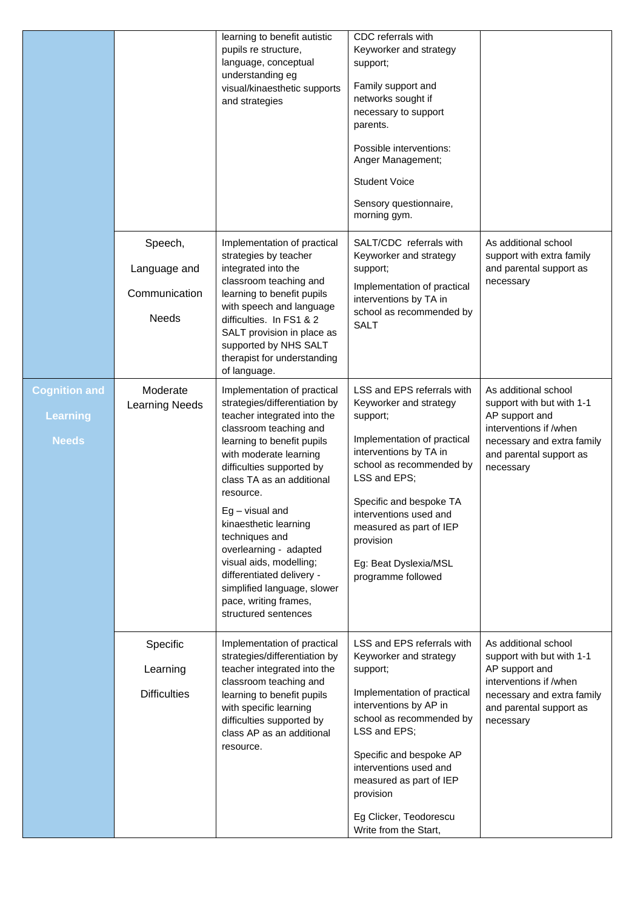| | | | | |
|---|---|---|---|---|
| | | learning to benefit autistic pupils re structure, language, conceptual understanding eg visual/kinaesthetic supports and strategies | CDC referrals with Keyworker and strategy support; Family support and networks sought if necessary to support parents. Possible interventions: Anger Management; Student Voice Sensory questionnaire, morning gym. | |
| | Speech, Language and Communication Needs | Implementation of practical strategies by teacher integrated into the classroom teaching and learning to benefit pupils with speech and language difficulties. In FS1 & 2 SALT provision in place as supported by NHS SALT therapist for understanding of language. | SALT/CDC referrals with Keyworker and strategy support; Implementation of practical interventions by TA in school as recommended by SALT | As additional school support with extra family and parental support as necessary |
| **Cognition and Learning Needs** | Moderate Learning Needs | Implementation of practical strategies/differentiation by teacher integrated into the classroom teaching and learning to benefit pupils with moderate learning difficulties supported by class TA as an additional resource. Eg – visual and kinaesthetic learning techniques and overlearning - adapted visual aids, modelling; differentiated delivery - simplified language, slower pace, writing frames, structured sentences | LSS and EPS referrals with Keyworker and strategy support; Implementation of practical interventions by TA in school as recommended by LSS and EPS; Specific and bespoke TA interventions used and measured as part of IEP provision Eg: Beat Dyslexia/MSL programme followed | As additional school support with but with 1-1 AP support and interventions if /when necessary and extra family and parental support as necessary |
| | Specific Learning Difficulties | Implementation of practical strategies/differentiation by teacher integrated into the classroom teaching and learning to benefit pupils with specific learning difficulties supported by class AP as an additional resource. | LSS and EPS referrals with Keyworker and strategy support; Implementation of practical interventions by AP in school as recommended by LSS and EPS; Specific and bespoke AP interventions used and measured as part of IEP provision Eg Clicker, Teodorescu Write from the Start, | As additional school support with but with 1-1 AP support and interventions if /when necessary and extra family and parental support as necessary |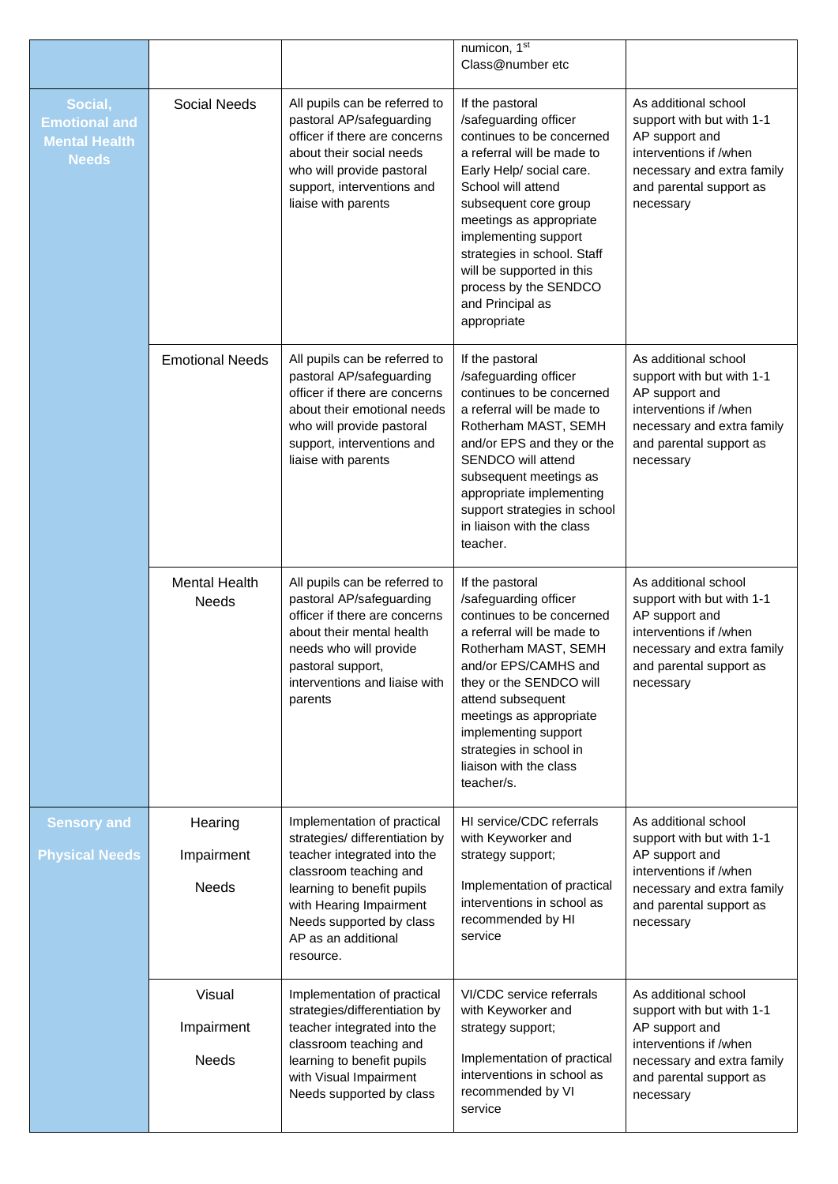| | | | | |
|---|---|---|---|---|
| | | | numicon, 1st Class@number etc | |
| **Social, Emotional and Mental Health Needs** | Social Needs | All pupils can be referred to pastoral AP/safeguarding officer if there are concerns about their social needs who will provide pastoral support, interventions and liaise with parents | If the pastoral /safeguarding officer continues to be concerned a referral will be made to Early Help/ social care. School will attend subsequent core group meetings as appropriate implementing support strategies in school. Staff will be supported in this process by the SENDCO and Principal as appropriate | As additional school support with but with 1-1 AP support and interventions if /when necessary and extra family and parental support as necessary |
| | Emotional Needs | All pupils can be referred to pastoral AP/safeguarding officer if there are concerns about their emotional needs who will provide pastoral support, interventions and liaise with parents | If the pastoral /safeguarding officer continues to be concerned a referral will be made to Rotherham MAST, SEMH and/or EPS and they or the SENDCO will attend subsequent meetings as appropriate implementing support strategies in school in liaison with the class teacher. | As additional school support with but with 1-1 AP support and interventions if /when necessary and extra family and parental support as necessary |
| | Mental Health Needs | All pupils can be referred to pastoral AP/safeguarding officer if there are concerns about their mental health needs who will provide pastoral support, interventions and liaise with parents | If the pastoral /safeguarding officer continues to be concerned a referral will be made to Rotherham MAST, SEMH and/or EPS/CAMHS and they or the SENDCO will attend subsequent meetings as appropriate implementing support strategies in school in liaison with the class teacher/s. | As additional school support with but with 1-1 AP support and interventions if /when necessary and extra family and parental support as necessary |
| **Sensory and Physical Needs** | Hearing Impairment Needs | Implementation of practical strategies/ differentiation by teacher integrated into the classroom teaching and learning to benefit pupils with Hearing Impairment Needs supported by class AP as an additional resource. | HI service/CDC referrals with Keyworker and strategy support;<br><br>Implementation of practical interventions in school as recommended by HI service | As additional school support with but with 1-1 AP support and interventions if /when necessary and extra family and parental support as necessary |
| | Visual Impairment Needs | Implementation of practical strategies/differentiation by teacher integrated into the classroom teaching and learning to benefit pupils with Visual Impairment Needs supported by class | VI/CDC service referrals with Keyworker and strategy support;<br><br>Implementation of practical interventions in school as recommended by VI service | As additional school support with but with 1-1 AP support and interventions if /when necessary and extra family and parental support as necessary |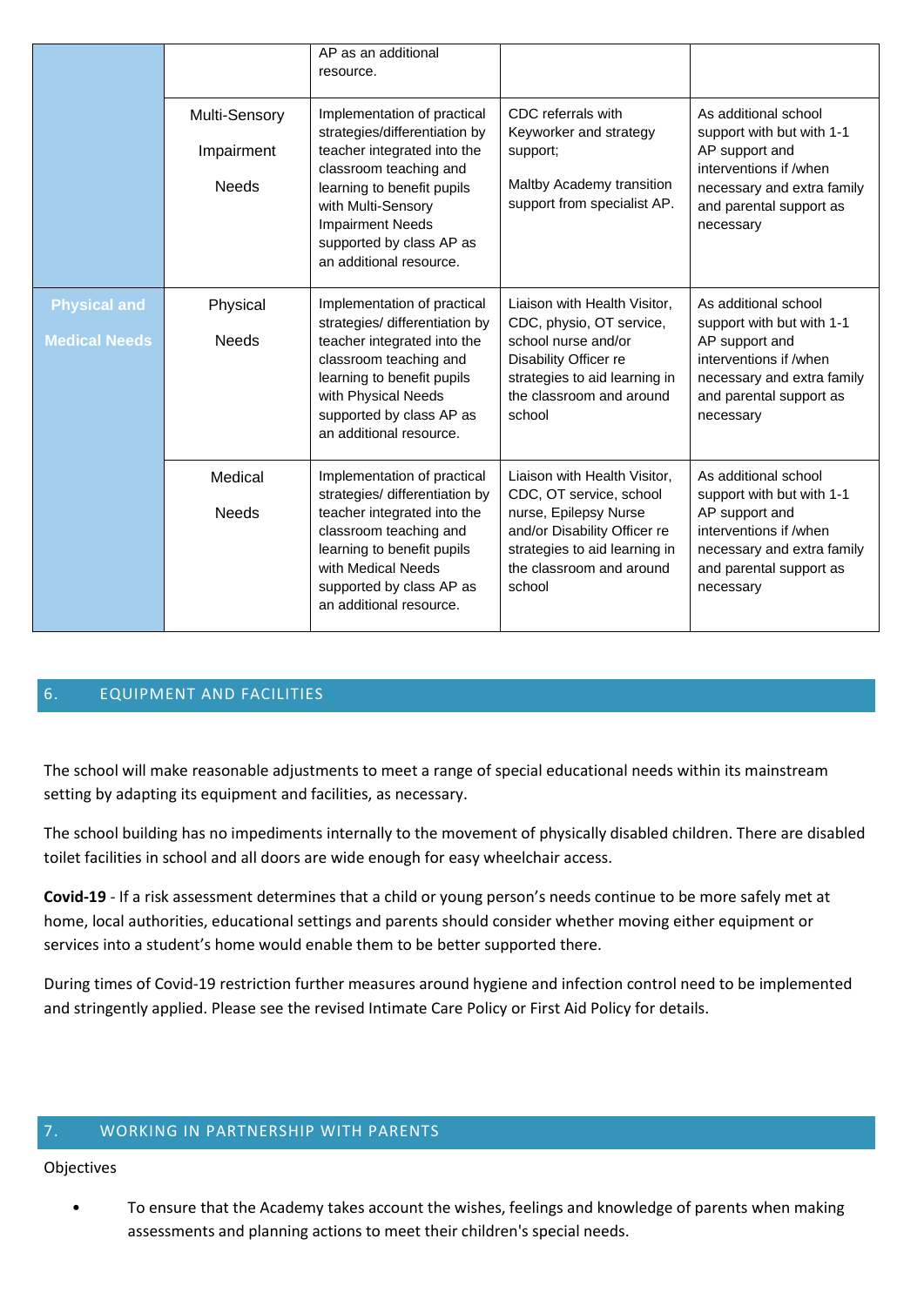| | | | | |
|---|---|---|---|---|
| | | AP as an additional resource. | | |
| | Multi-Sensory Impairment Needs | Implementation of practical strategies/differentiation by teacher integrated into the classroom teaching and learning to benefit pupils with Multi-Sensory Impairment Needs supported by class AP as an additional resource. | CDC referrals with Keyworker and strategy support; Maltby Academy transition support from specialist AP. | As additional school support with but with 1-1 AP support and interventions if /when necessary and extra family and parental support as necessary |
| **Physical and Medical Needs** | Physical Needs | Implementation of practical strategies/ differentiation by teacher integrated into the classroom teaching and learning to benefit pupils with Physical Needs supported by class AP as an additional resource. | Liaison with Health Visitor, CDC, physio, OT service, school nurse and/or Disability Officer re strategies to aid learning in the classroom and around school | As additional school support with but with 1-1 AP support and interventions if /when necessary and extra family and parental support as necessary |
| | Medical Needs | Implementation of practical strategies/ differentiation by teacher integrated into the classroom teaching and learning to benefit pupils with Medical Needs supported by class AP as an additional resource. | Liaison with Health Visitor, CDC, OT service, school nurse, Epilepsy Nurse and/or Disability Officer re strategies to aid learning in the classroom and around school | As additional school support with but with 1-1 AP support and interventions if /when necessary and extra family and parental support as necessary |

## 6. EQUIPMENT AND FACILITIES

The school will make reasonable adjustments to meet a range of special educational needs within its mainstream setting by adapting its equipment and facilities, as necessary.

The school building has no impediments internally to the movement of physically disabled children. There are disabled toilet facilities in school and all doors are wide enough for easy wheelchair access.

**Covid-19** - If a risk assessment determines that a child or young person's needs continue to be more safely met at home, local authorities, educational settings and parents should consider whether moving either equipment or services into a student's home would enable them to be better supported there.

During times of Covid-19 restriction further measures around hygiene and infection control need to be implemented and stringently applied. Please see the revised Intimate Care Policy or First Aid Policy for details.

## 7. WORKING IN PARTNERSHIP WITH PARENTS

Objectives

- To ensure that the Academy takes account the wishes, feelings and knowledge of parents when making assessments and planning actions to meet their children's special needs.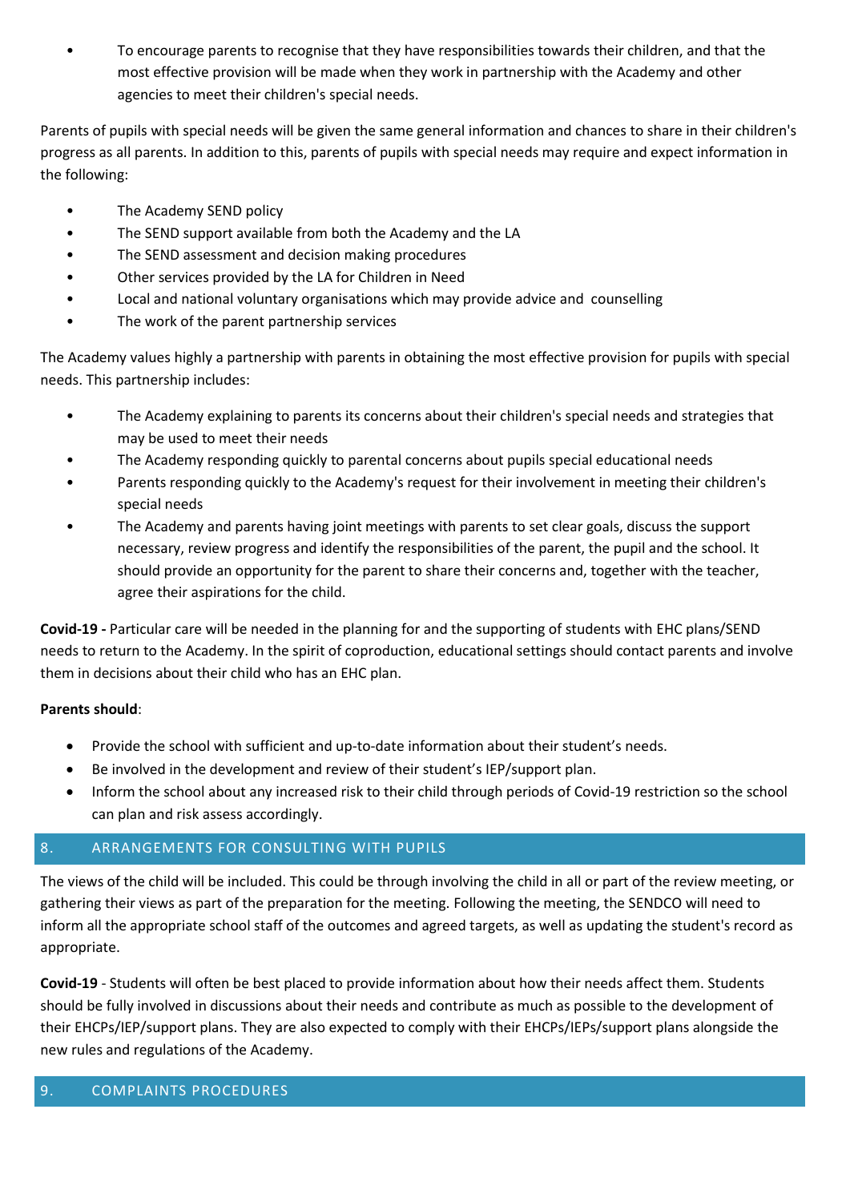- To encourage parents to recognise that they have responsibilities towards their children, and that the most effective provision will be made when they work in partnership with the Academy and other agencies to meet their children's special needs.

Parents of pupils with special needs will be given the same general information and chances to share in their children's progress as all parents. In addition to this, parents of pupils with special needs may require and expect information in the following:

- The Academy SEND policy
- The SEND support available from both the Academy and the LA
- The SEND assessment and decision making procedures
- Other services provided by the LA for Children in Need
- Local and national voluntary organisations which may provide advice and counselling
- The work of the parent partnership services

The Academy values highly a partnership with parents in obtaining the most effective provision for pupils with special needs. This partnership includes:

- The Academy explaining to parents its concerns about their children's special needs and strategies that may be used to meet their needs
- The Academy responding quickly to parental concerns about pupils special educational needs
- Parents responding quickly to the Academy's request for their involvement in meeting their children's special needs
- The Academy and parents having joint meetings with parents to set clear goals, discuss the support necessary, review progress and identify the responsibilities of the parent, the pupil and the school. It should provide an opportunity for the parent to share their concerns and, together with the teacher, agree their aspirations for the child.

**Covid-19 -** Particular care will be needed in the planning for and the supporting of students with EHC plans/SEND needs to return to the Academy. In the spirit of coproduction, educational settings should contact parents and involve them in decisions about their child who has an EHC plan.

**Parents should**:

- Provide the school with sufficient and up-to-date information about their student's needs.
- Be involved in the development and review of their student's IEP/support plan.
- Inform the school about any increased risk to their child through periods of Covid-19 restriction so the school can plan and risk assess accordingly.

## 8. ARRANGEMENTS FOR CONSULTING WITH PUPILS

The views of the child will be included. This could be through involving the child in all or part of the review meeting, or gathering their views as part of the preparation for the meeting. Following the meeting, the SENDCO will need to inform all the appropriate school staff of the outcomes and agreed targets, as well as updating the student's record as appropriate.

**Covid-19** - Students will often be best placed to provide information about how their needs affect them. Students should be fully involved in discussions about their needs and contribute as much as possible to the development of their EHCPs/IEP/support plans. They are also expected to comply with their EHCPs/IEPs/support plans alongside the new rules and regulations of the Academy.

## 9. COMPLAINTS PROCEDURES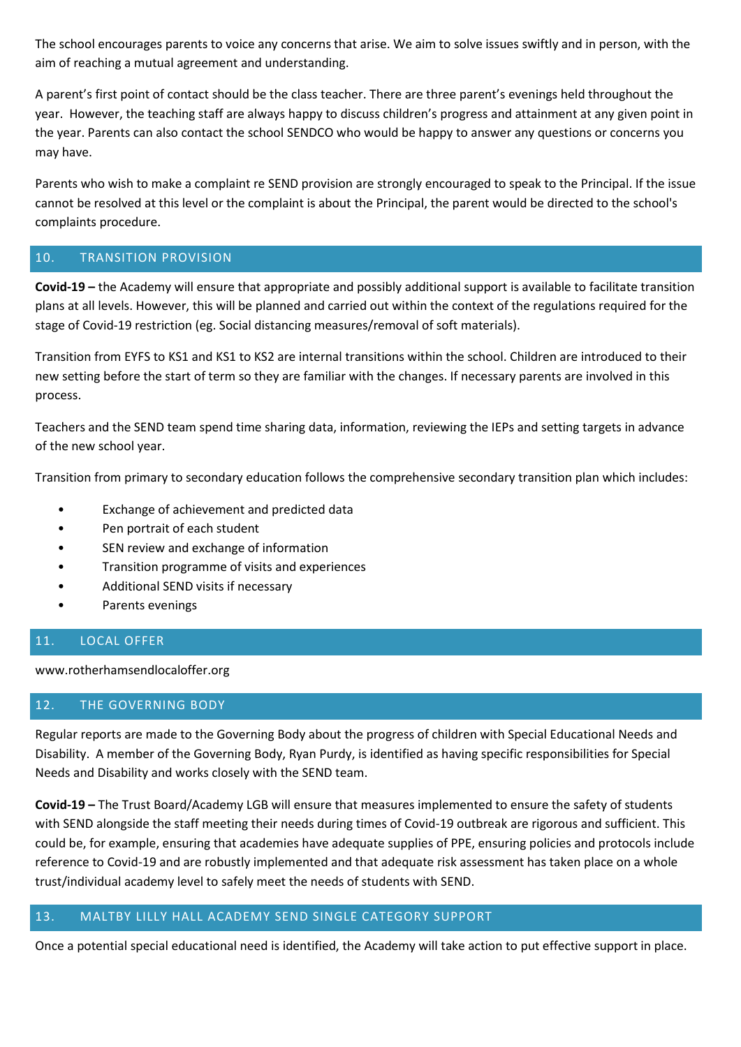The school encourages parents to voice any concerns that arise. We aim to solve issues swiftly and in person, with the aim of reaching a mutual agreement and understanding.

A parent's first point of contact should be the class teacher. There are three parent's evenings held throughout the year. However, the teaching staff are always happy to discuss children's progress and attainment at any given point in the year. Parents can also contact the school SENDCO who would be happy to answer any questions or concerns you may have.

Parents who wish to make a complaint re SEND provision are strongly encouraged to speak to the Principal. If the issue cannot be resolved at this level or the complaint is about the Principal, the parent would be directed to the school's complaints procedure.

## 10. TRANSITION PROVISION

**Covid-19 –** the Academy will ensure that appropriate and possibly additional support is available to facilitate transition plans at all levels. However, this will be planned and carried out within the context of the regulations required for the stage of Covid-19 restriction (eg. Social distancing measures/removal of soft materials).

Transition from EYFS to KS1 and KS1 to KS2 are internal transitions within the school. Children are introduced to their new setting before the start of term so they are familiar with the changes. If necessary parents are involved in this process.

Teachers and the SEND team spend time sharing data, information, reviewing the IEPs and setting targets in advance of the new school year.

Transition from primary to secondary education follows the comprehensive secondary transition plan which includes:

- Exchange of achievement and predicted data
- Pen portrait of each student
- SEN review and exchange of information
- Transition programme of visits and experiences
- Additional SEND visits if necessary
- Parents evenings

## 11. LOCAL OFFER

www.rotherhamsendlocaloffer.org

## 12. THE GOVERNING BODY

Regular reports are made to the Governing Body about the progress of children with Special Educational Needs and Disability. A member of the Governing Body, Ryan Purdy, is identified as having specific responsibilities for Special Needs and Disability and works closely with the SEND team.

**Covid-19 –** The Trust Board/Academy LGB will ensure that measures implemented to ensure the safety of students with SEND alongside the staff meeting their needs during times of Covid-19 outbreak are rigorous and sufficient. This could be, for example, ensuring that academies have adequate supplies of PPE, ensuring policies and protocols include reference to Covid-19 and are robustly implemented and that adequate risk assessment has taken place on a whole trust/individual academy level to safely meet the needs of students with SEND.

## 13. MALTBY LILLY HALL ACADEMY SEND SINGLE CATEGORY SUPPORT

Once a potential special educational need is identified, the Academy will take action to put effective support in place.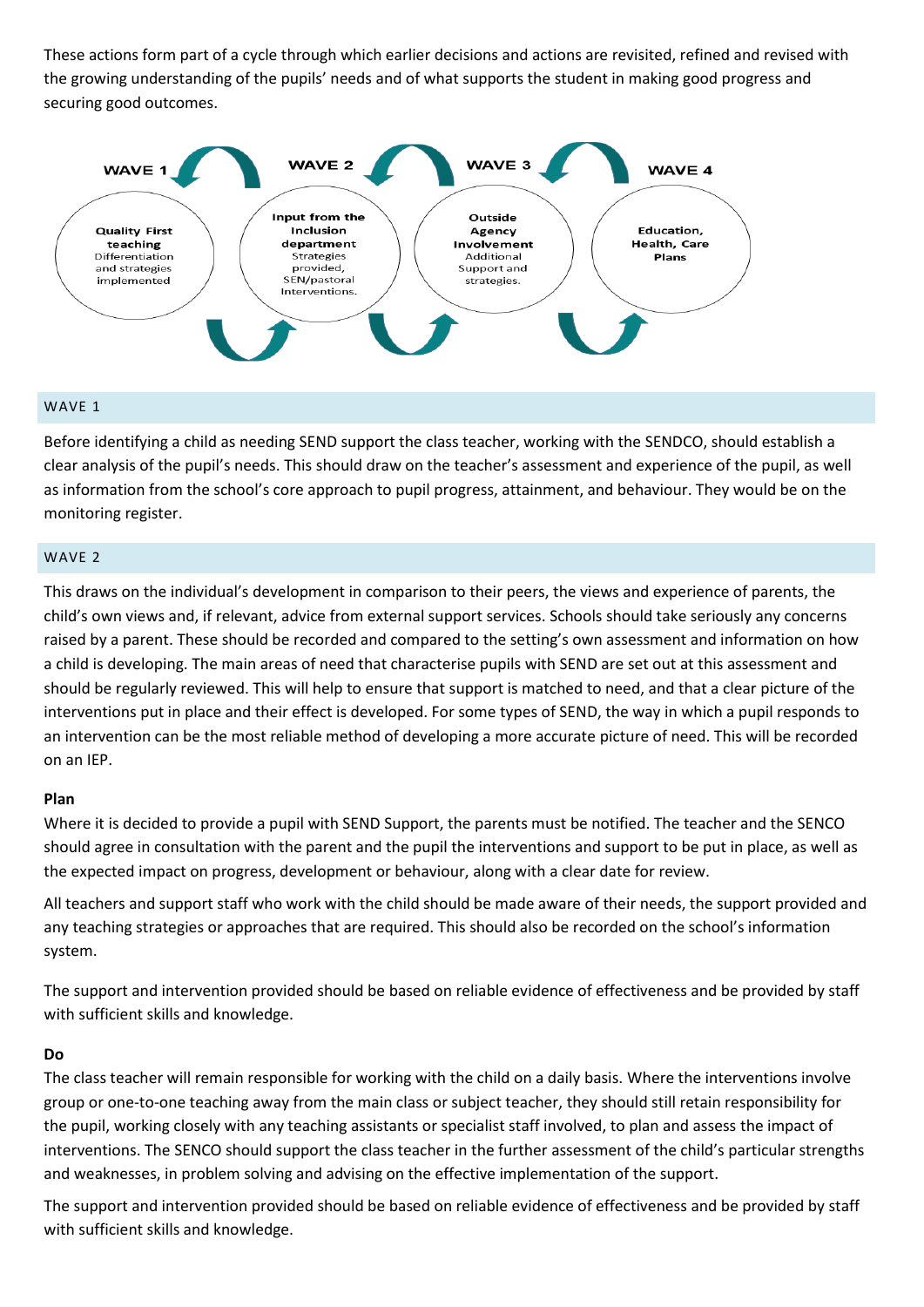These actions form part of a cycle through which earlier decisions and actions are revisited, refined and revised with the growing understanding of the pupils' needs and of what supports the student in making good progress and securing good outcomes.

WAVE 1 — **Quality First teaching** Differentiation and strategies implemented

WAVE 2 — **Input from the Inclusion department** Strategies provided, SEN/pastoral Interventions.

WAVE 3 — **Outside Agency Involvement** Additional Support and strategies.

WAVE 4 — **Education, Health, Care Plans**

## WAVE 1

Before identifying a child as needing SEND support the class teacher, working with the SENDCO, should establish a clear analysis of the pupil's needs. This should draw on the teacher's assessment and experience of the pupil, as well as information from the school's core approach to pupil progress, attainment, and behaviour. They would be on the monitoring register.

## WAVE 2

This draws on the individual's development in comparison to their peers, the views and experience of parents, the child's own views and, if relevant, advice from external support services. Schools should take seriously any concerns raised by a parent. These should be recorded and compared to the setting's own assessment and information on how a child is developing. The main areas of need that characterise pupils with SEND are set out at this assessment and should be regularly reviewed. This will help to ensure that support is matched to need, and that a clear picture of the interventions put in place and their effect is developed. For some types of SEND, the way in which a pupil responds to an intervention can be the most reliable method of developing a more accurate picture of need. This will be recorded on an IEP.

**Plan**

Where it is decided to provide a pupil with SEND Support, the parents must be notified. The teacher and the SENCO should agree in consultation with the parent and the pupil the interventions and support to be put in place, as well as the expected impact on progress, development or behaviour, along with a clear date for review.

All teachers and support staff who work with the child should be made aware of their needs, the support provided and any teaching strategies or approaches that are required. This should also be recorded on the school's information system.

The support and intervention provided should be based on reliable evidence of effectiveness and be provided by staff with sufficient skills and knowledge.

**Do**

The class teacher will remain responsible for working with the child on a daily basis. Where the interventions involve group or one-to-one teaching away from the main class or subject teacher, they should still retain responsibility for the pupil, working closely with any teaching assistants or specialist staff involved, to plan and assess the impact of interventions. The SENCO should support the class teacher in the further assessment of the child's particular strengths and weaknesses, in problem solving and advising on the effective implementation of the support.

The support and intervention provided should be based on reliable evidence of effectiveness and be provided by staff with sufficient skills and knowledge.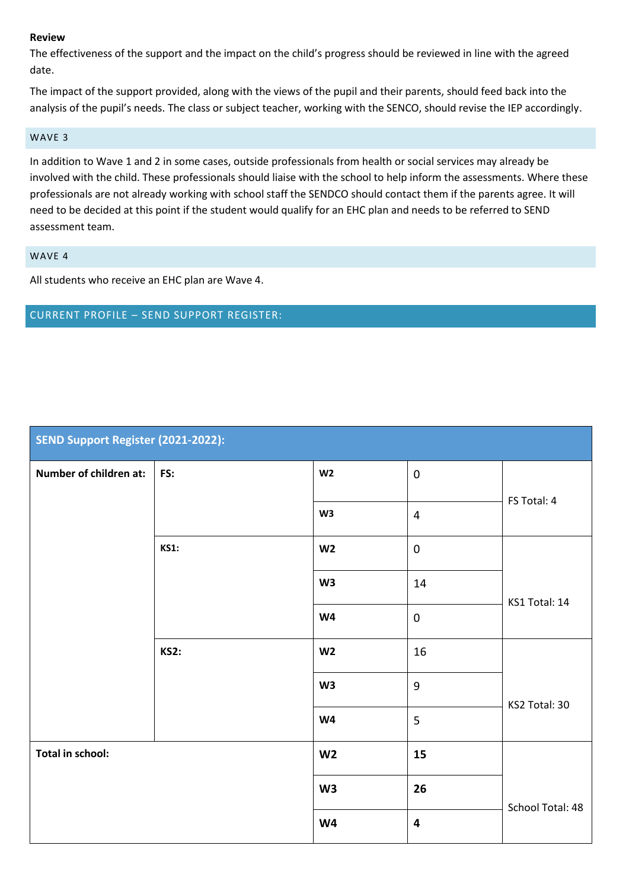**Review**

The effectiveness of the support and the impact on the child's progress should be reviewed in line with the agreed date.

The impact of the support provided, along with the views of the pupil and their parents, should feed back into the analysis of the pupil's needs. The class or subject teacher, working with the SENCO, should revise the IEP accordingly.

## WAVE 3

In addition to Wave 1 and 2 in some cases, outside professionals from health or social services may already be involved with the child. These professionals should liaise with the school to help inform the assessments. Where these professionals are not already working with school staff the SENDCO should contact them if the parents agree. It will need to be decided at this point if the student would qualify for an EHC plan and needs to be referred to SEND assessment team.

## WAVE 4

All students who receive an EHC plan are Wave 4.

## CURRENT PROFILE – SEND SUPPORT REGISTER:

| SEND Support Register (2021-2022): | | | | |
|---|---|---|---|---|
| **Number of children at:** | **FS:** | **W2** | 0 | FS Total: 4 |
| | | **W3** | 4 | |
| | **KS1:** | **W2** | 0 | KS1 Total: 14 |
| | | **W3** | 14 | |
| | | **W4** | 0 | |
| | **KS2:** | **W2** | 16 | KS2 Total: 30 |
| | | **W3** | 9 | |
| | | **W4** | 5 | |
| **Total in school:** | | **W2** | **15** | School Total: 48 |
| | | **W3** | **26** | |
| | | **W4** | **4** | |